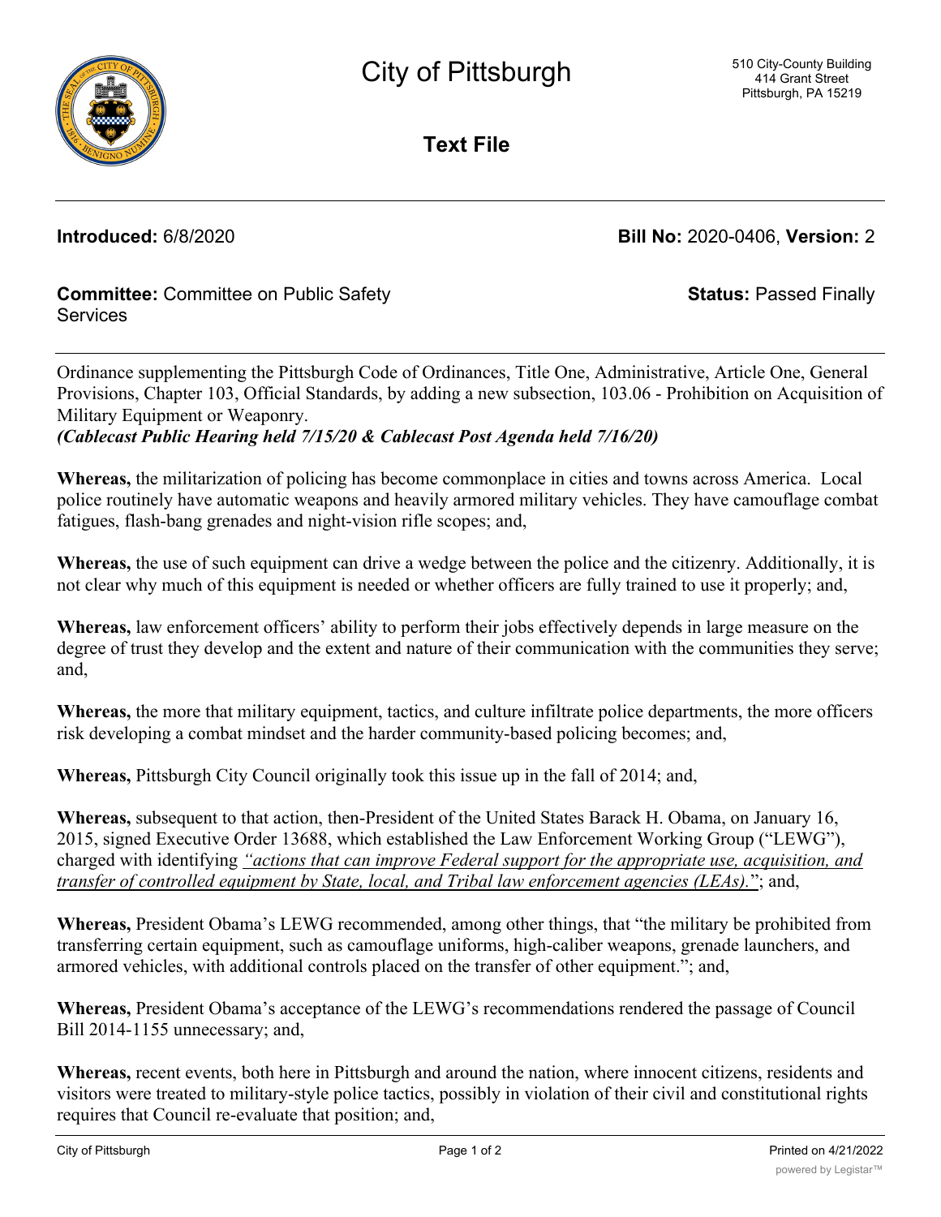# City of Pittsburgh

510 City-County Building
414 Grant Street
Pittsburgh, PA 15219

## Text File

**Introduced:** 6/8/2020 **Bill No:** 2020-0406, **Version:** 2

**Committee:** Committee on Public Safety Services **Status:** Passed Finally

Ordinance supplementing the Pittsburgh Code of Ordinances, Title One, Administrative, Article One, General Provisions, Chapter 103, Official Standards, by adding a new subsection, 103.06 - Prohibition on Acquisition of Military Equipment or Weaponry.
***(Cablecast Public Hearing held 7/15/20 & Cablecast Post Agenda held 7/16/20)***

**Whereas,** the militarization of policing has become commonplace in cities and towns across America. Local police routinely have automatic weapons and heavily armored military vehicles. They have camouflage combat fatigues, flash-bang grenades and night-vision rifle scopes; and,

**Whereas,** the use of such equipment can drive a wedge between the police and the citizenry. Additionally, it is not clear why much of this equipment is needed or whether officers are fully trained to use it properly; and,

**Whereas,** law enforcement officers' ability to perform their jobs effectively depends in large measure on the degree of trust they develop and the extent and nature of their communication with the communities they serve; and,

**Whereas,** the more that military equipment, tactics, and culture infiltrate police departments, the more officers risk developing a combat mindset and the harder community-based policing becomes; and,

**Whereas,** Pittsburgh City Council originally took this issue up in the fall of 2014; and,

**Whereas,** subsequent to that action, then-President of the United States Barack H. Obama, on January 16, 2015, signed Executive Order 13688, which established the Law Enforcement Working Group ("LEWG"), charged with identifying *"actions that can improve Federal support for the appropriate use, acquisition, and transfer of controlled equipment by State, local, and Tribal law enforcement agencies (LEAs)."*; and,

**Whereas,** President Obama's LEWG recommended, among other things, that "the military be prohibited from transferring certain equipment, such as camouflage uniforms, high-caliber weapons, grenade launchers, and armored vehicles, with additional controls placed on the transfer of other equipment."; and,

**Whereas,** President Obama's acceptance of the LEWG's recommendations rendered the passage of Council Bill 2014-1155 unnecessary; and,

**Whereas,** recent events, both here in Pittsburgh and around the nation, where innocent citizens, residents and visitors were treated to military-style police tactics, possibly in violation of their civil and constitutional rights requires that Council re-evaluate that position; and,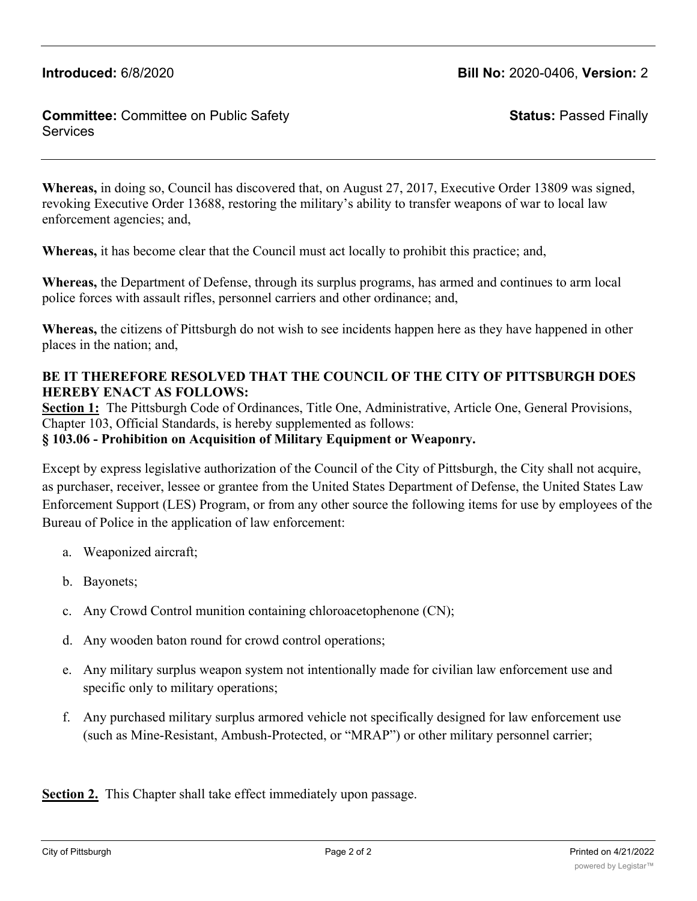**Introduced:** 6/8/2020 **Bill No:** 2020-0406, **Version:** 2

**Committee:** Committee on Public Safety Services **Status:** Passed Finally

---

**Whereas,** in doing so, Council has discovered that, on August 27, 2017, Executive Order 13809 was signed, revoking Executive Order 13688, restoring the military's ability to transfer weapons of war to local law enforcement agencies; and,

**Whereas,** it has become clear that the Council must act locally to prohibit this practice; and,

**Whereas,** the Department of Defense, through its surplus programs, has armed and continues to arm local police forces with assault rifles, personnel carriers and other ordinance; and,

**Whereas,** the citizens of Pittsburgh do not wish to see incidents happen here as they have happened in other places in the nation; and,

**BE IT THEREFORE RESOLVED THAT THE COUNCIL OF THE CITY OF PITTSBURGH DOES HEREBY ENACT AS FOLLOWS:**

**Section 1:** The Pittsburgh Code of Ordinances, Title One, Administrative, Article One, General Provisions, Chapter 103, Official Standards, is hereby supplemented as follows:

**§ 103.06 - Prohibition on Acquisition of Military Equipment or Weaponry.**

Except by express legislative authorization of the Council of the City of Pittsburgh, the City shall not acquire, as purchaser, receiver, lessee or grantee from the United States Department of Defense, the United States Law Enforcement Support (LES) Program, or from any other source the following items for use by employees of the Bureau of Police in the application of law enforcement:

a. Weaponized aircraft;

b. Bayonets;

c. Any Crowd Control munition containing chloroacetophenone (CN);

d. Any wooden baton round for crowd control operations;

e. Any military surplus weapon system not intentionally made for civilian law enforcement use and specific only to military operations;

f. Any purchased military surplus armored vehicle not specifically designed for law enforcement use (such as Mine-Resistant, Ambush-Protected, or "MRAP") or other military personnel carrier;

**Section 2.** This Chapter shall take effect immediately upon passage.